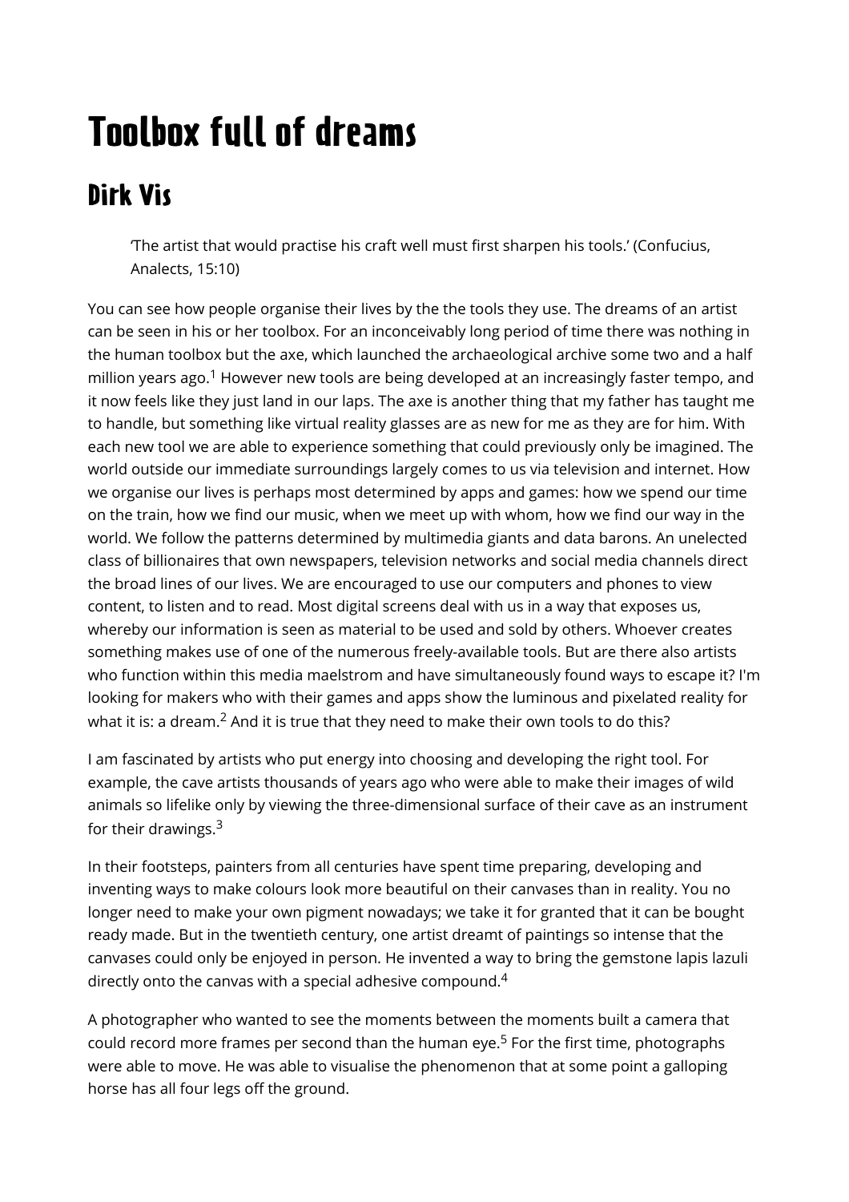# Toolbox full of dreams

## Dirk Vis

> 'The artist that would practise his craft well must first sharpen his tools.' (Confucius, Analects, 15:10)

You can see how people organise their lives by the the tools they use. The dreams of an artist can be seen in his or her toolbox. For an inconceivably long period of time there was nothing in the human toolbox but the axe, which launched the archaeological archive some two and a half million years ago.[1] However new tools are being developed at an increasingly faster tempo, and it now feels like they just land in our laps. The axe is another thing that my father has taught me to handle, but something like virtual reality glasses are as new for me as they are for him. With each new tool we are able to experience something that could previously only be imagined. The world outside our immediate surroundings largely comes to us via television and internet. How we organise our lives is perhaps most determined by apps and games: how we spend our time on the train, how we find our music, when we meet up with whom, how we find our way in the world. We follow the patterns determined by multimedia giants and data barons. An unelected class of billionaires that own newspapers, television networks and social media channels direct the broad lines of our lives. We are encouraged to use our computers and phones to view content, to listen and to read. Most digital screens deal with us in a way that exposes us, whereby our information is seen as material to be used and sold by others. Whoever creates something makes use of one of the numerous freely-available tools. But are there also artists who function within this media maelstrom and have simultaneously found ways to escape it? I'm looking for makers who with their games and apps show the luminous and pixelated reality for what it is: a dream.[2] And it is true that they need to make their own tools to do this?

I am fascinated by artists who put energy into choosing and developing the right tool. For example, the cave artists thousands of years ago who were able to make their images of wild animals so lifelike only by viewing the three-dimensional surface of their cave as an instrument for their drawings.[3]

In their footsteps, painters from all centuries have spent time preparing, developing and inventing ways to make colours look more beautiful on their canvases than in reality. You no longer need to make your own pigment nowadays; we take it for granted that it can be bought ready made. But in the twentieth century, one artist dreamt of paintings so intense that the canvases could only be enjoyed in person. He invented a way to bring the gemstone lapis lazuli directly onto the canvas with a special adhesive compound.[4]

A photographer who wanted to see the moments between the moments built a camera that could record more frames per second than the human eye.[5] For the first time, photographs were able to move. He was able to visualise the phenomenon that at some point a galloping horse has all four legs off the ground.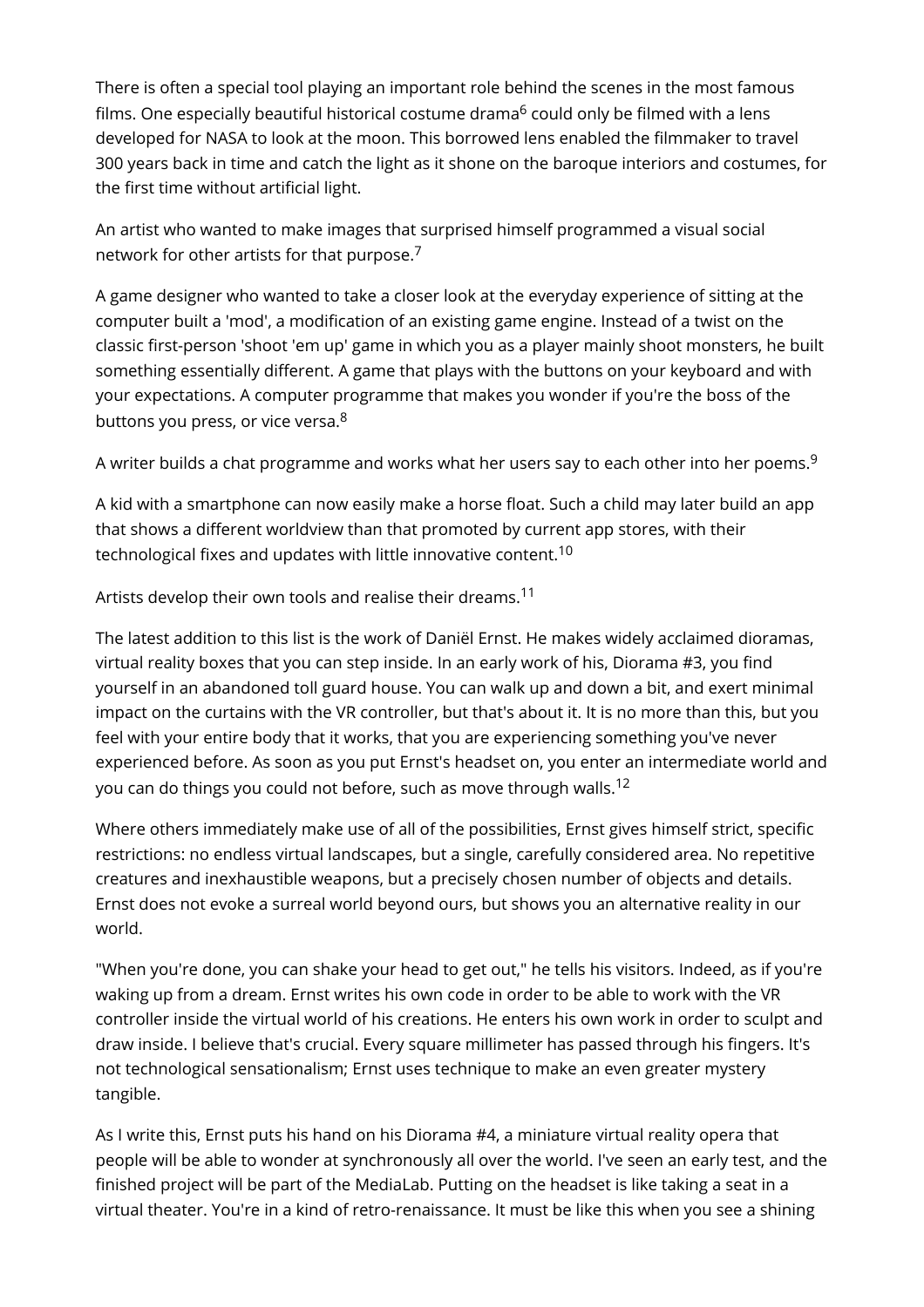There is often a special tool playing an important role behind the scenes in the most famous films. One especially beautiful historical costume drama[6] could only be filmed with a lens developed for NASA to look at the moon. This borrowed lens enabled the filmmaker to travel 300 years back in time and catch the light as it shone on the baroque interiors and costumes, for the first time without artificial light.

An artist who wanted to make images that surprised himself programmed a visual social network for other artists for that purpose.[7]

A game designer who wanted to take a closer look at the everyday experience of sitting at the computer built a 'mod', a modification of an existing game engine. Instead of a twist on the classic first-person 'shoot 'em up' game in which you as a player mainly shoot monsters, he built something essentially different. A game that plays with the buttons on your keyboard and with your expectations. A computer programme that makes you wonder if you're the boss of the buttons you press, or vice versa.[8]

A writer builds a chat programme and works what her users say to each other into her poems.[9]

A kid with a smartphone can now easily make a horse float. Such a child may later build an app that shows a different worldview than that promoted by current app stores, with their technological fixes and updates with little innovative content.[10]

Artists develop their own tools and realise their dreams.[11]

The latest addition to this list is the work of Daniël Ernst. He makes widely acclaimed dioramas, virtual reality boxes that you can step inside. In an early work of his, Diorama #3, you find yourself in an abandoned toll guard house. You can walk up and down a bit, and exert minimal impact on the curtains with the VR controller, but that's about it. It is no more than this, but you feel with your entire body that it works, that you are experiencing something you've never experienced before. As soon as you put Ernst's headset on, you enter an intermediate world and you can do things you could not before, such as move through walls.[12]

Where others immediately make use of all of the possibilities, Ernst gives himself strict, specific restrictions: no endless virtual landscapes, but a single, carefully considered area. No repetitive creatures and inexhaustible weapons, but a precisely chosen number of objects and details. Ernst does not evoke a surreal world beyond ours, but shows you an alternative reality in our world.

"When you're done, you can shake your head to get out," he tells his visitors. Indeed, as if you're waking up from a dream. Ernst writes his own code in order to be able to work with the VR controller inside the virtual world of his creations. He enters his own work in order to sculpt and draw inside. I believe that's crucial. Every square millimeter has passed through his fingers. It's not technological sensationalism; Ernst uses technique to make an even greater mystery tangible.

As I write this, Ernst puts his hand on his Diorama #4, a miniature virtual reality opera that people will be able to wonder at synchronously all over the world. I've seen an early test, and the finished project will be part of the MediaLab. Putting on the headset is like taking a seat in a virtual theater. You're in a kind of retro-renaissance. It must be like this when you see a shining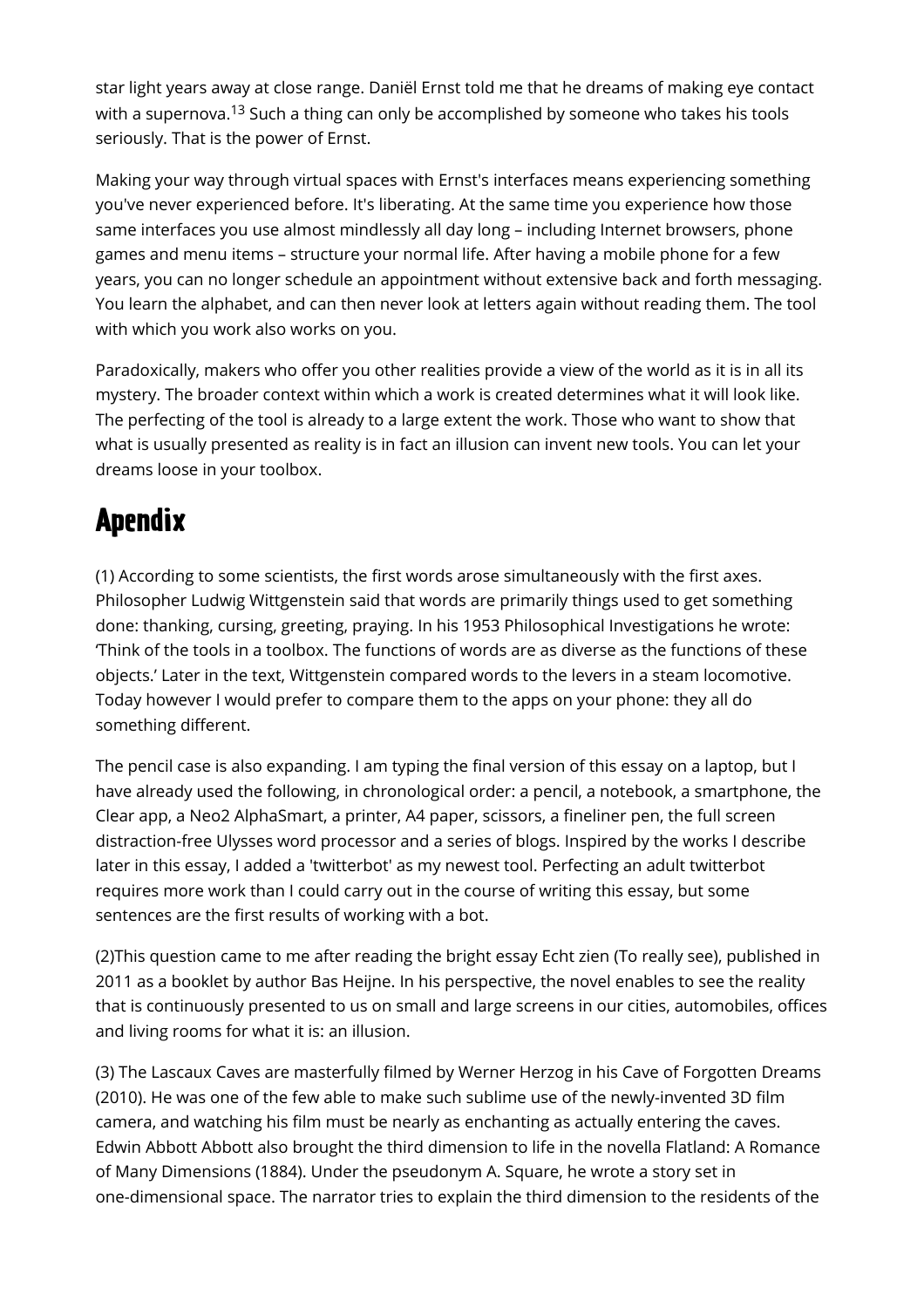star light years away at close range. Daniël Ernst told me that he dreams of making eye contact with a supernova.[13] Such a thing can only be accomplished by someone who takes his tools seriously. That is the power of Ernst.

Making your way through virtual spaces with Ernst's interfaces means experiencing something you've never experienced before. It's liberating. At the same time you experience how those same interfaces you use almost mindlessly all day long – including Internet browsers, phone games and menu items – structure your normal life. After having a mobile phone for a few years, you can no longer schedule an appointment without extensive back and forth messaging. You learn the alphabet, and can then never look at letters again without reading them. The tool with which you work also works on you.

Paradoxically, makers who offer you other realities provide a view of the world as it is in all its mystery. The broader context within which a work is created determines what it will look like. The perfecting of the tool is already to a large extent the work. Those who want to show that what is usually presented as reality is in fact an illusion can invent new tools. You can let your dreams loose in your toolbox.

# Apendix

(1) According to some scientists, the first words arose simultaneously with the first axes. Philosopher Ludwig Wittgenstein said that words are primarily things used to get something done: thanking, cursing, greeting, praying. In his 1953 Philosophical Investigations he wrote: 'Think of the tools in a toolbox. The functions of words are as diverse as the functions of these objects.' Later in the text, Wittgenstein compared words to the levers in a steam locomotive. Today however I would prefer to compare them to the apps on your phone: they all do something different.

The pencil case is also expanding. I am typing the final version of this essay on a laptop, but I have already used the following, in chronological order: a pencil, a notebook, a smartphone, the Clear app, a Neo2 AlphaSmart, a printer, A4 paper, scissors, a fineliner pen, the full screen distraction-free Ulysses word processor and a series of blogs. Inspired by the works I describe later in this essay, I added a 'twitterbot' as my newest tool. Perfecting an adult twitterbot requires more work than I could carry out in the course of writing this essay, but some sentences are the first results of working with a bot.

(2)This question came to me after reading the bright essay Echt zien (To really see), published in 2011 as a booklet by author Bas Heijne. In his perspective, the novel enables to see the reality that is continuously presented to us on small and large screens in our cities, automobiles, offices and living rooms for what it is: an illusion.

(3) The Lascaux Caves are masterfully filmed by Werner Herzog in his Cave of Forgotten Dreams (2010). He was one of the few able to make such sublime use of the newly-invented 3D film camera, and watching his film must be nearly as enchanting as actually entering the caves. Edwin Abbott Abbott also brought the third dimension to life in the novella Flatland: A Romance of Many Dimensions (1884). Under the pseudonym A. Square, he wrote a story set in one-dimensional space. The narrator tries to explain the third dimension to the residents of the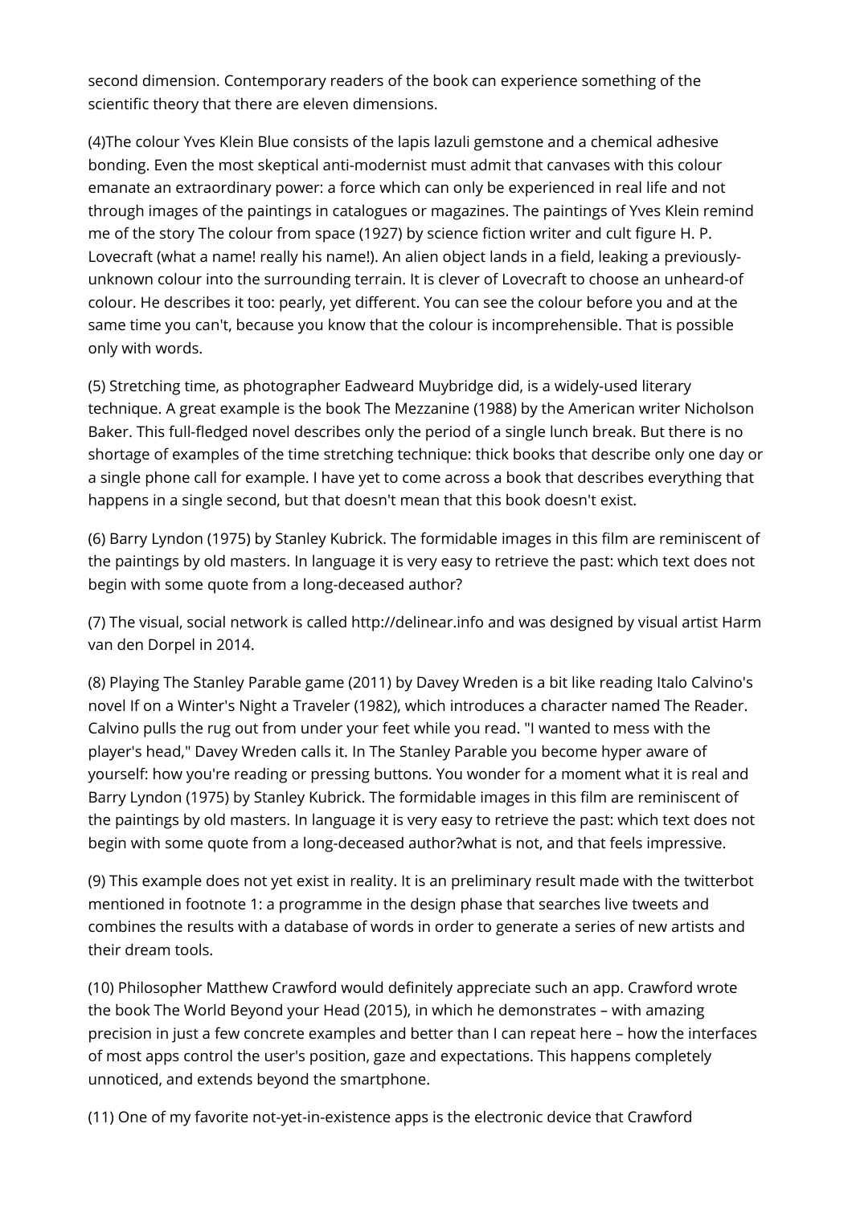second dimension. Contemporary readers of the book can experience something of the scientific theory that there are eleven dimensions.

(4)The colour Yves Klein Blue consists of the lapis lazuli gemstone and a chemical adhesive bonding. Even the most skeptical anti-modernist must admit that canvases with this colour emanate an extraordinary power: a force which can only be experienced in real life and not through images of the paintings in catalogues or magazines. The paintings of Yves Klein remind me of the story The colour from space (1927) by science fiction writer and cult figure H. P. Lovecraft (what a name! really his name!). An alien object lands in a field, leaking a previously-unknown colour into the surrounding terrain. It is clever of Lovecraft to choose an unheard-of colour. He describes it too: pearly, yet different. You can see the colour before you and at the same time you can't, because you know that the colour is incomprehensible. That is possible only with words.

(5) Stretching time, as photographer Eadweard Muybridge did, is a widely-used literary technique. A great example is the book The Mezzanine (1988) by the American writer Nicholson Baker. This full-fledged novel describes only the period of a single lunch break. But there is no shortage of examples of the time stretching technique: thick books that describe only one day or a single phone call for example. I have yet to come across a book that describes everything that happens in a single second, but that doesn't mean that this book doesn't exist.

(6) Barry Lyndon (1975) by Stanley Kubrick. The formidable images in this film are reminiscent of the paintings by old masters. In language it is very easy to retrieve the past: which text does not begin with some quote from a long-deceased author?

(7) The visual, social network is called http://delinear.info and was designed by visual artist Harm van den Dorpel in 2014.

(8) Playing The Stanley Parable game (2011) by Davey Wreden is a bit like reading Italo Calvino's novel If on a Winter's Night a Traveler (1982), which introduces a character named The Reader. Calvino pulls the rug out from under your feet while you read. "I wanted to mess with the player's head," Davey Wreden calls it. In The Stanley Parable you become hyper aware of yourself: how you're reading or pressing buttons. You wonder for a moment what it is real and Barry Lyndon (1975) by Stanley Kubrick. The formidable images in this film are reminiscent of the paintings by old masters. In language it is very easy to retrieve the past: which text does not begin with some quote from a long-deceased author?what is not, and that feels impressive.

(9) This example does not yet exist in reality. It is an preliminary result made with the twitterbot mentioned in footnote 1: a programme in the design phase that searches live tweets and combines the results with a database of words in order to generate a series of new artists and their dream tools.

(10) Philosopher Matthew Crawford would definitely appreciate such an app. Crawford wrote the book The World Beyond your Head (2015), in which he demonstrates – with amazing precision in just a few concrete examples and better than I can repeat here – how the interfaces of most apps control the user's position, gaze and expectations. This happens completely unnoticed, and extends beyond the smartphone.

(11) One of my favorite not-yet-in-existence apps is the electronic device that Crawford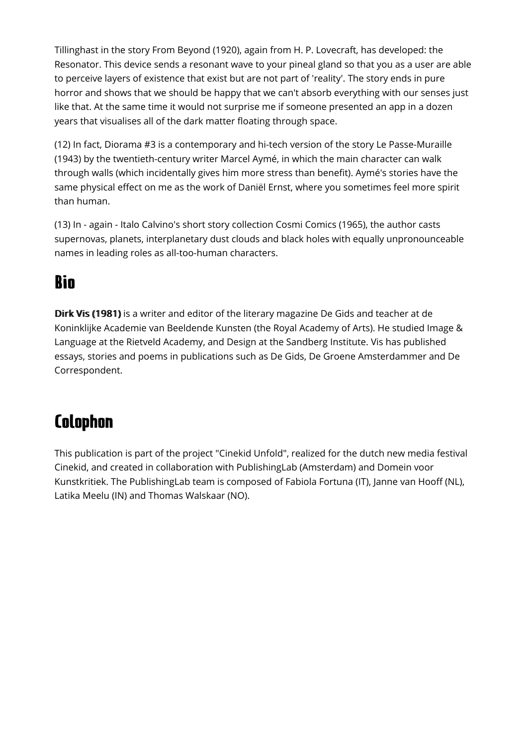Tillinghast in the story From Beyond (1920), again from H. P. Lovecraft, has developed: the Resonator. This device sends a resonant wave to your pineal gland so that you as a user are able to perceive layers of existence that exist but are not part of 'reality'. The story ends in pure horror and shows that we should be happy that we can't absorb everything with our senses just like that. At the same time it would not surprise me if someone presented an app in a dozen years that visualises all of the dark matter floating through space.

(12) In fact, Diorama #3 is a contemporary and hi-tech version of the story Le Passe-Muraille (1943) by the twentieth-century writer Marcel Aymé, in which the main character can walk through walls (which incidentally gives him more stress than benefit). Aymé's stories have the same physical effect on me as the work of Daniël Ernst, where you sometimes feel more spirit than human.

(13) In - again - Italo Calvino's short story collection Cosmi Comics (1965), the author casts supernovas, planets, interplanetary dust clouds and black holes with equally unpronounceable names in leading roles as all-too-human characters.

## Bio

**Dirk Vis (1981)** is a writer and editor of the literary magazine De Gids and teacher at de Koninklijke Academie van Beeldende Kunsten (the Royal Academy of Arts). He studied Image & Language at the Rietveld Academy, and Design at the Sandberg Institute. Vis has published essays, stories and poems in publications such as De Gids, De Groene Amsterdammer and De Correspondent.

## Colophon

This publication is part of the project "Cinekid Unfold", realized for the dutch new media festival Cinekid, and created in collaboration with PublishingLab (Amsterdam) and Domein voor Kunstkritiek. The PublishingLab team is composed of Fabiola Fortuna (IT), Janne van Hooff (NL), Latika Meelu (IN) and Thomas Walskaar (NO).